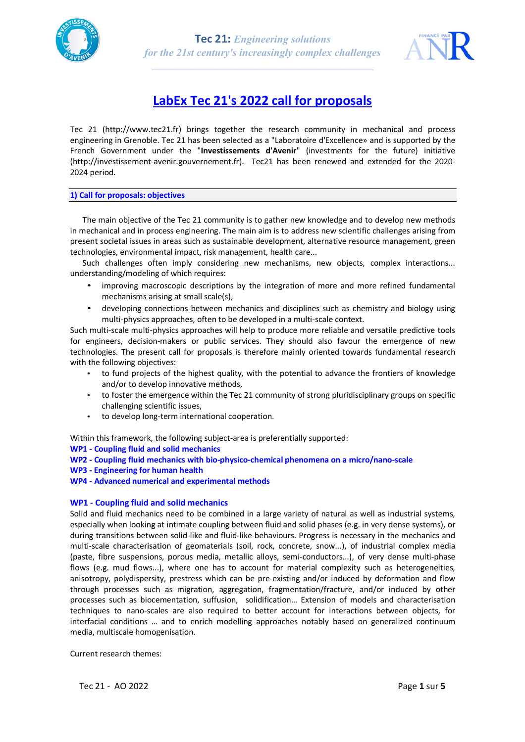# LabEx Tec 21's 2022 call for proposals

Tec 21 (http://www.tec21.fr) brings together the research community in mechanical and process engineering in Grenoble. Tec 21 has been selected as a "Laboratoire d'Excellence» and is supported by the French Government under the "**Investissements d'Avenir**" (investments for the future) initiative (http://investissement-avenir.gouvernement.fr). Tec21 has been renewed and extended for the 2020-2024 period.

## 1) Call for proposals: objectives

The main objective of the Tec 21 community is to gather new knowledge and to develop new methods in mechanical and in process engineering. The main aim is to address new scientific challenges arising from present societal issues in areas such as sustainable development, alternative resource management, green technologies, environmental impact, risk management, health care...

Such challenges often imply considering new mechanisms, new objects, complex interactions... understanding/modeling of which requires:

- improving macroscopic descriptions by the integration of more and more refined fundamental mechanisms arising at small scale(s),
- developing connections between mechanics and disciplines such as chemistry and biology using multi-physics approaches, often to be developed in a multi-scale context.

Such multi-scale multi-physics approaches will help to produce more reliable and versatile predictive tools for engineers, decision-makers or public services. They should also favour the emergence of new technologies. The present call for proposals is therefore mainly oriented towards fundamental research with the following objectives:

- to fund projects of the highest quality, with the potential to advance the frontiers of knowledge and/or to develop innovative methods,
- to foster the emergence within the Tec 21 community of strong pluridisciplinary groups on specific challenging scientific issues,
- to develop long-term international cooperation.

Within this framework, the following subject-area is preferentially supported:

**WP1 - Coupling fluid and solid mechanics**
**WP2 - Coupling fluid mechanics with bio-physico-chemical phenomena on a micro/nano-scale**
**WP3 - Engineering for human health**
**WP4 - Advanced numerical and experimental methods**

### WP1 - Coupling fluid and solid mechanics

Solid and fluid mechanics need to be combined in a large variety of natural as well as industrial systems, especially when looking at intimate coupling between fluid and solid phases (e.g. in very dense systems), or during transitions between solid-like and fluid-like behaviours. Progress is necessary in the mechanics and multi-scale characterisation of geomaterials (soil, rock, concrete, snow...), of industrial complex media (paste, fibre suspensions, porous media, metallic alloys, semi-conductors...), of very dense multi-phase flows (e.g. mud flows...), where one has to account for material complexity such as heterogeneities, anisotropy, polydispersity, prestress which can be pre-existing and/or induced by deformation and flow through processes such as migration, aggregation, fragmentation/fracture, and/or induced by other processes such as biocementation, suffusion, solidification… Extension of models and characterisation techniques to nano-scales are also required to better account for interactions between objects, for interfacial conditions … and to enrich modelling approaches notably based on generalized continuum media, multiscale homogenisation.

Current research themes: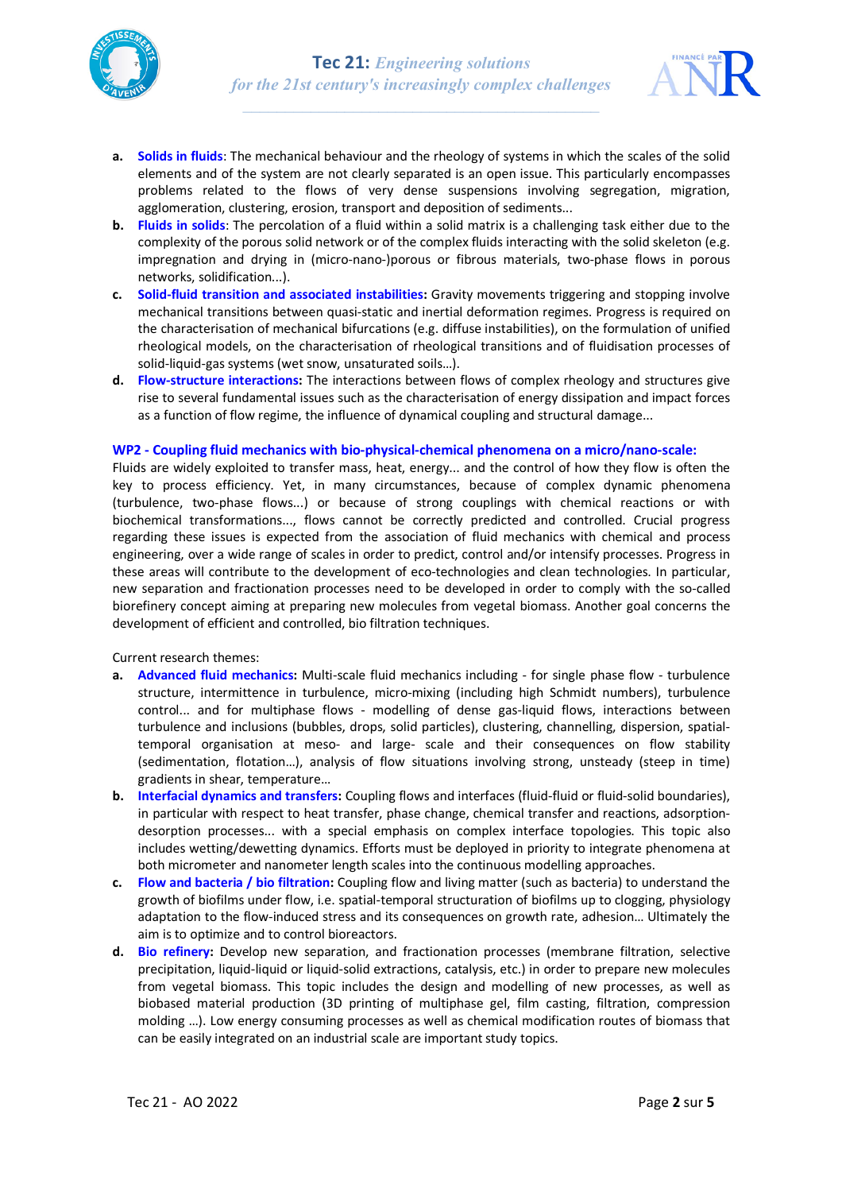a. **Solids in fluids**: The mechanical behaviour and the rheology of systems in which the scales of the solid elements and of the system are not clearly separated is an open issue. This particularly encompasses problems related to the flows of very dense suspensions involving segregation, migration, agglomeration, clustering, erosion, transport and deposition of sediments...
b. **Fluids in solids**: The percolation of a fluid within a solid matrix is a challenging task either due to the complexity of the porous solid network or of the complex fluids interacting with the solid skeleton (e.g. impregnation and drying in (micro-nano-)porous or fibrous materials, two-phase flows in porous networks, solidification...).
c. **Solid-fluid transition and associated instabilities:** Gravity movements triggering and stopping involve mechanical transitions between quasi-static and inertial deformation regimes. Progress is required on the characterisation of mechanical bifurcations (e.g. diffuse instabilities), on the formulation of unified rheological models, on the characterisation of rheological transitions and of fluidisation processes of solid-liquid-gas systems (wet snow, unsaturated soils…).
d. **Flow-structure interactions:** The interactions between flows of complex rheology and structures give rise to several fundamental issues such as the characterisation of energy dissipation and impact forces as a function of flow regime, the influence of dynamical coupling and structural damage...

### WP2 - Coupling fluid mechanics with bio-physical-chemical phenomena on a micro/nano-scale:

Fluids are widely exploited to transfer mass, heat, energy... and the control of how they flow is often the key to process efficiency. Yet, in many circumstances, because of complex dynamic phenomena (turbulence, two-phase flows...) or because of strong couplings with chemical reactions or with biochemical transformations..., flows cannot be correctly predicted and controlled. Crucial progress regarding these issues is expected from the association of fluid mechanics with chemical and process engineering, over a wide range of scales in order to predict, control and/or intensify processes. Progress in these areas will contribute to the development of eco-technologies and clean technologies. In particular, new separation and fractionation processes need to be developed in order to comply with the so-called biorefinery concept aiming at preparing new molecules from vegetal biomass. Another goal concerns the development of efficient and controlled, bio filtration techniques.

Current research themes:

a. **Advanced fluid mechanics:** Multi-scale fluid mechanics including - for single phase flow - turbulence structure, intermittence in turbulence, micro-mixing (including high Schmidt numbers), turbulence control... and for multiphase flows - modelling of dense gas-liquid flows, interactions between turbulence and inclusions (bubbles, drops, solid particles), clustering, channelling, dispersion, spatial-temporal organisation at meso- and large- scale and their consequences on flow stability (sedimentation, flotation…), analysis of flow situations involving strong, unsteady (steep in time) gradients in shear, temperature…
b. **Interfacial dynamics and transfers:** Coupling flows and interfaces (fluid-fluid or fluid-solid boundaries), in particular with respect to heat transfer, phase change, chemical transfer and reactions, adsorption-desorption processes... with a special emphasis on complex interface topologies. This topic also includes wetting/dewetting dynamics. Efforts must be deployed in priority to integrate phenomena at both micrometer and nanometer length scales into the continuous modelling approaches.
c. **Flow and bacteria / bio filtration:** Coupling flow and living matter (such as bacteria) to understand the growth of biofilms under flow, i.e. spatial-temporal structuration of biofilms up to clogging, physiology adaptation to the flow-induced stress and its consequences on growth rate, adhesion… Ultimately the aim is to optimize and to control bioreactors.
d. **Bio refinery:** Develop new separation, and fractionation processes (membrane filtration, selective precipitation, liquid-liquid or liquid-solid extractions, catalysis, etc.) in order to prepare new molecules from vegetal biomass. This topic includes the design and modelling of new processes, as well as biobased material production (3D printing of multiphase gel, film casting, filtration, compression molding …). Low energy consuming processes as well as chemical modification routes of biomass that can be easily integrated on an industrial scale are important study topics.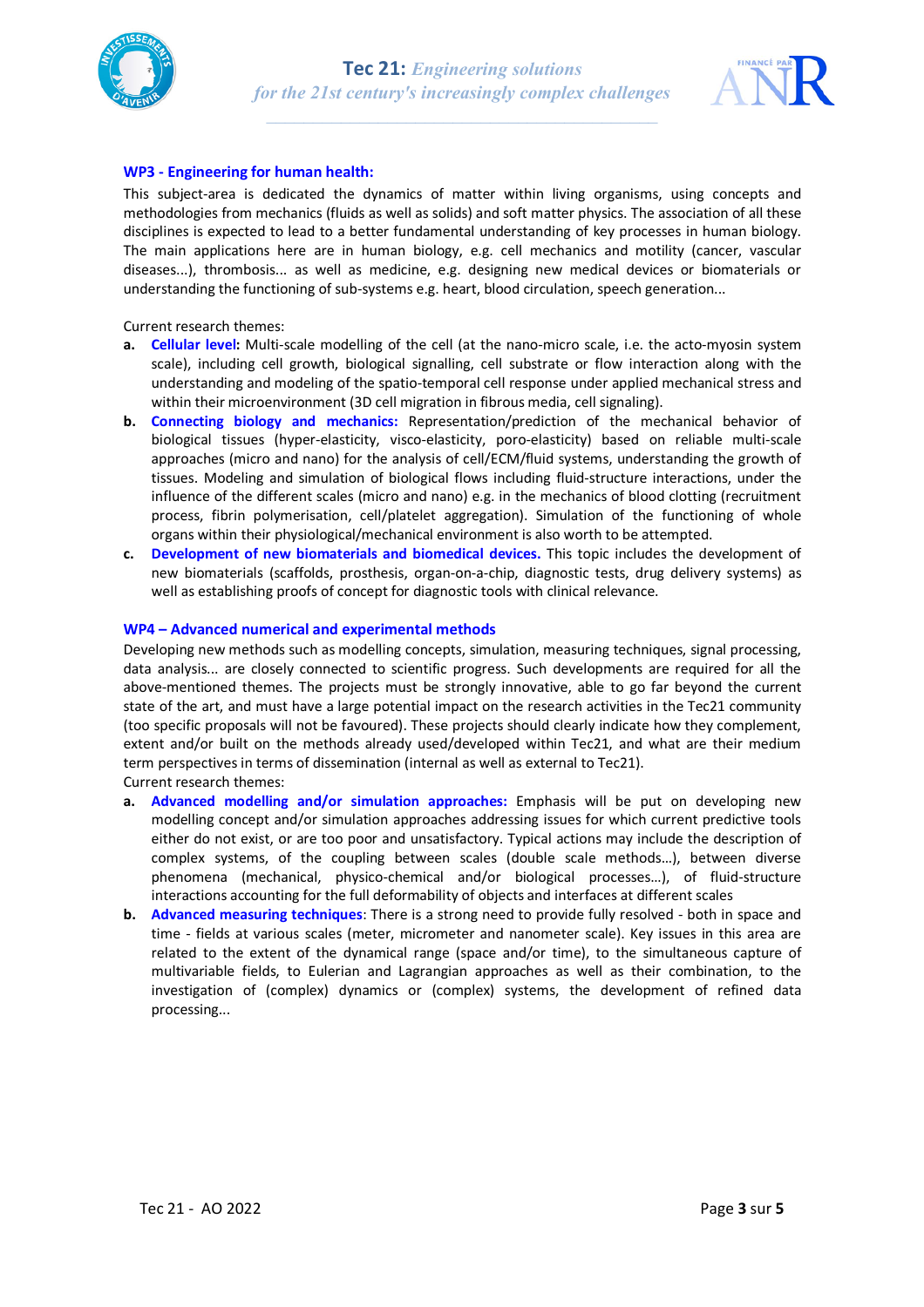## WP3 - Engineering for human health:

This subject-area is dedicated the dynamics of matter within living organisms, using concepts and methodologies from mechanics (fluids as well as solids) and soft matter physics. The association of all these disciplines is expected to lead to a better fundamental understanding of key processes in human biology. The main applications here are in human biology, e.g. cell mechanics and motility (cancer, vascular diseases...), thrombosis... as well as medicine, e.g. designing new medical devices or biomaterials or understanding the functioning of sub-systems e.g. heart, blood circulation, speech generation...

Current research themes:

**a.** **Cellular level:** Multi-scale modelling of the cell (at the nano-micro scale, i.e. the acto-myosin system scale), including cell growth, biological signalling, cell substrate or flow interaction along with the understanding and modeling of the spatio-temporal cell response under applied mechanical stress and within their microenvironment (3D cell migration in fibrous media, cell signaling).

**b.** **Connecting biology and mechanics:** Representation/prediction of the mechanical behavior of biological tissues (hyper-elasticity, visco-elasticity, poro-elasticity) based on reliable multi-scale approaches (micro and nano) for the analysis of cell/ECM/fluid systems, understanding the growth of tissues. Modeling and simulation of biological flows including fluid-structure interactions, under the influence of the different scales (micro and nano) e.g. in the mechanics of blood clotting (recruitment process, fibrin polymerisation, cell/platelet aggregation). Simulation of the functioning of whole organs within their physiological/mechanical environment is also worth to be attempted.

**c.** **Development of new biomaterials and biomedical devices.** This topic includes the development of new biomaterials (scaffolds, prosthesis, organ-on-a-chip, diagnostic tests, drug delivery systems) as well as establishing proofs of concept for diagnostic tools with clinical relevance.

## WP4 – Advanced numerical and experimental methods

Developing new methods such as modelling concepts, simulation, measuring techniques, signal processing, data analysis... are closely connected to scientific progress. Such developments are required for all the above-mentioned themes. The projects must be strongly innovative, able to go far beyond the current state of the art, and must have a large potential impact on the research activities in the Tec21 community (too specific proposals will not be favoured). These projects should clearly indicate how they complement, extent and/or built on the methods already used/developed within Tec21, and what are their medium term perspectives in terms of dissemination (internal as well as external to Tec21).

Current research themes:

**a.** **Advanced modelling and/or simulation approaches:** Emphasis will be put on developing new modelling concept and/or simulation approaches addressing issues for which current predictive tools either do not exist, or are too poor and unsatisfactory. Typical actions may include the description of complex systems, of the coupling between scales (double scale methods…), between diverse phenomena (mechanical, physico-chemical and/or biological processes…), of fluid-structure interactions accounting for the full deformability of objects and interfaces at different scales

**b.** **Advanced measuring techniques**: There is a strong need to provide fully resolved - both in space and time - fields at various scales (meter, micrometer and nanometer scale). Key issues in this area are related to the extent of the dynamical range (space and/or time), to the simultaneous capture of multivariable fields, to Eulerian and Lagrangian approaches as well as their combination, to the investigation of (complex) dynamics or (complex) systems, the development of refined data processing...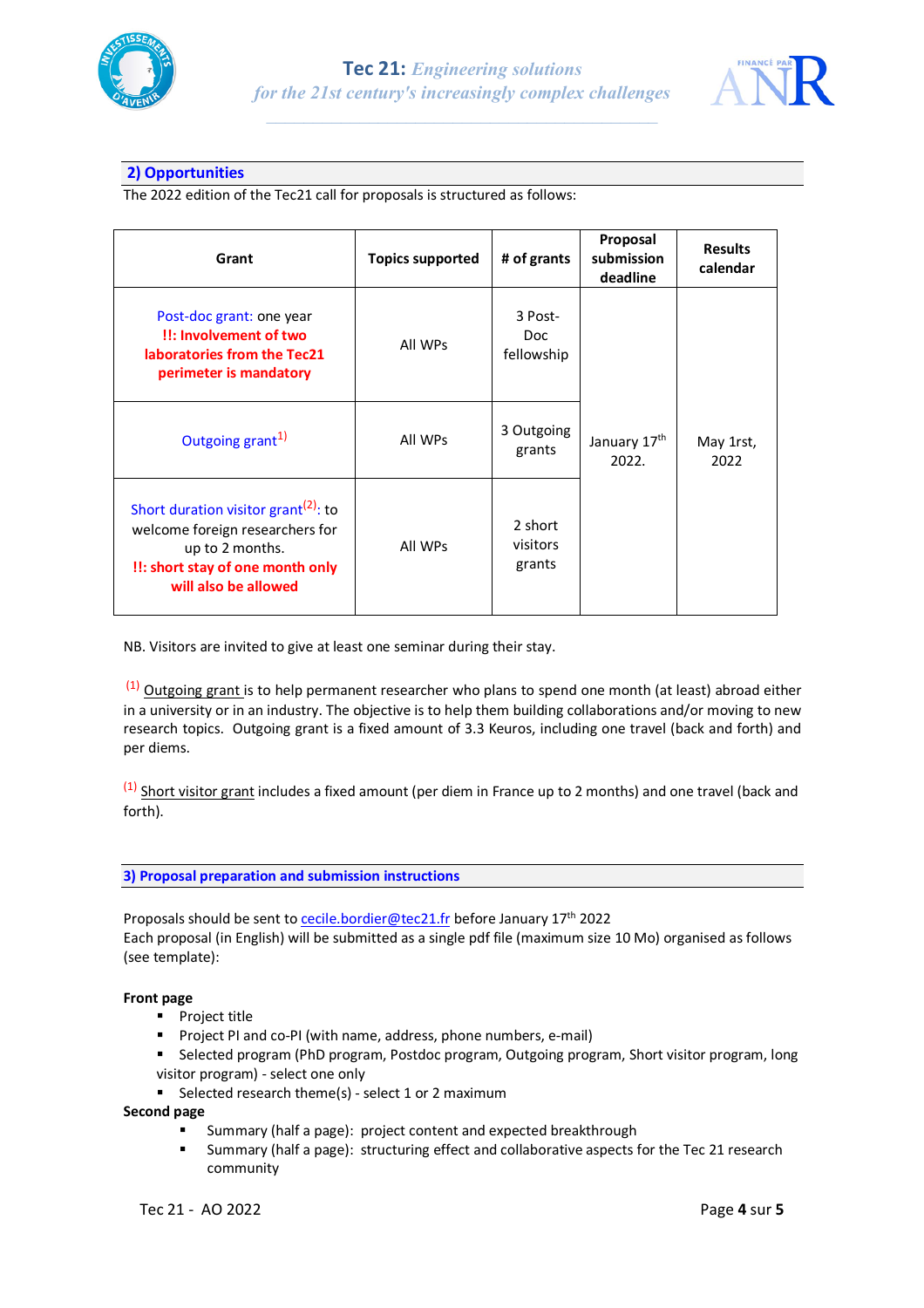## 2) Opportunities

The 2022 edition of the Tec21 call for proposals is structured as follows:

| Grant | Topics supported | # of grants | Proposal submission deadline | Results calendar |
|---|---|---|---|---|
| Post-doc grant: one year<br>**!!: Involvement of two laboratories from the Tec21 perimeter is mandatory** | All WPs | 3 Post-Doc fellowship | January 17th 2022. | May 1rst, 2022 |
| Outgoing grant[1) ] | All WPs | 3 Outgoing grants | | |
| Short duration visitor grant[(2)]: to welcome foreign researchers for up to 2 months.<br>**!!: short stay of one month only will also be allowed** | All WPs | 2 short visitors grants | | |

NB. Visitors are invited to give at least one seminar during their stay.

[(1)] Outgoing grant is to help permanent researcher who plans to spend one month (at least) abroad either in a university or in an industry. The objective is to help them building collaborations and/or moving to new research topics. Outgoing grant is a fixed amount of 3.3 Keuros, including one travel (back and forth) and per diems.

[(1)] Short visitor grant includes a fixed amount (per diem in France up to 2 months) and one travel (back and forth).

## 3) Proposal preparation and submission instructions

Proposals should be sent to cecile.bordier@tec21.fr before January 17th 2022

Each proposal (in English) will be submitted as a single pdf file (maximum size 10 Mo) organised as follows (see template):

**Front page**

- Project title
- Project PI and co-PI (with name, address, phone numbers, e-mail)
- Selected program (PhD program, Postdoc program, Outgoing program, Short visitor program, long visitor program) - select one only
- Selected research theme(s) - select 1 or 2 maximum

**Second page**

- Summary (half a page): project content and expected breakthrough
- Summary (half a page): structuring effect and collaborative aspects for the Tec 21 research community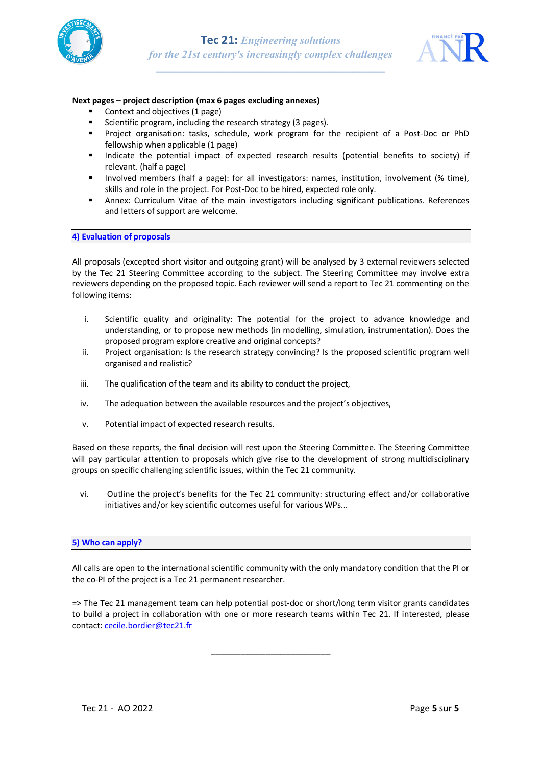**Next pages – project description (max 6 pages excluding annexes)**

- Context and objectives (1 page)
- Scientific program, including the research strategy (3 pages).
- Project organisation: tasks, schedule, work program for the recipient of a Post-Doc or PhD fellowship when applicable (1 page)
- Indicate the potential impact of expected research results (potential benefits to society) if relevant. (half a page)
- Involved members (half a page): for all investigators: names, institution, involvement (% time), skills and role in the project. For Post-Doc to be hired, expected role only.
- Annex: Curriculum Vitae of the main investigators including significant publications. References and letters of support are welcome.

## 4) Evaluation of proposals

All proposals (excepted short visitor and outgoing grant) will be analysed by 3 external reviewers selected by the Tec 21 Steering Committee according to the subject. The Steering Committee may involve extra reviewers depending on the proposed topic. Each reviewer will send a report to Tec 21 commenting on the following items:

i. Scientific quality and originality: The potential for the project to advance knowledge and understanding, or to propose new methods (in modelling, simulation, instrumentation). Does the proposed program explore creative and original concepts?
ii. Project organisation: Is the research strategy convincing? Is the proposed scientific program well organised and realistic?
iii. The qualification of the team and its ability to conduct the project,
iv. The adequation between the available resources and the project's objectives,
v. Potential impact of expected research results.

Based on these reports, the final decision will rest upon the Steering Committee. The Steering Committee will pay particular attention to proposals which give rise to the development of strong multidisciplinary groups on specific challenging scientific issues, within the Tec 21 community.

vi. Outline the project's benefits for the Tec 21 community: structuring effect and/or collaborative initiatives and/or key scientific outcomes useful for various WPs...

## 5) Who can apply?

All calls are open to the international scientific community with the only mandatory condition that the PI or the co-PI of the project is a Tec 21 permanent researcher.

=> The Tec 21 management team can help potential post-doc or short/long term visitor grants candidates to build a project in collaboration with one or more research teams within Tec 21. If interested, please contact: cecile.bordier@tec21.fr

\_\_\_\_\_\_\_\_\_\_\_\_\_\_\_\_\_\_\_\_\_\_\_\_\_\_\_\_\_\_